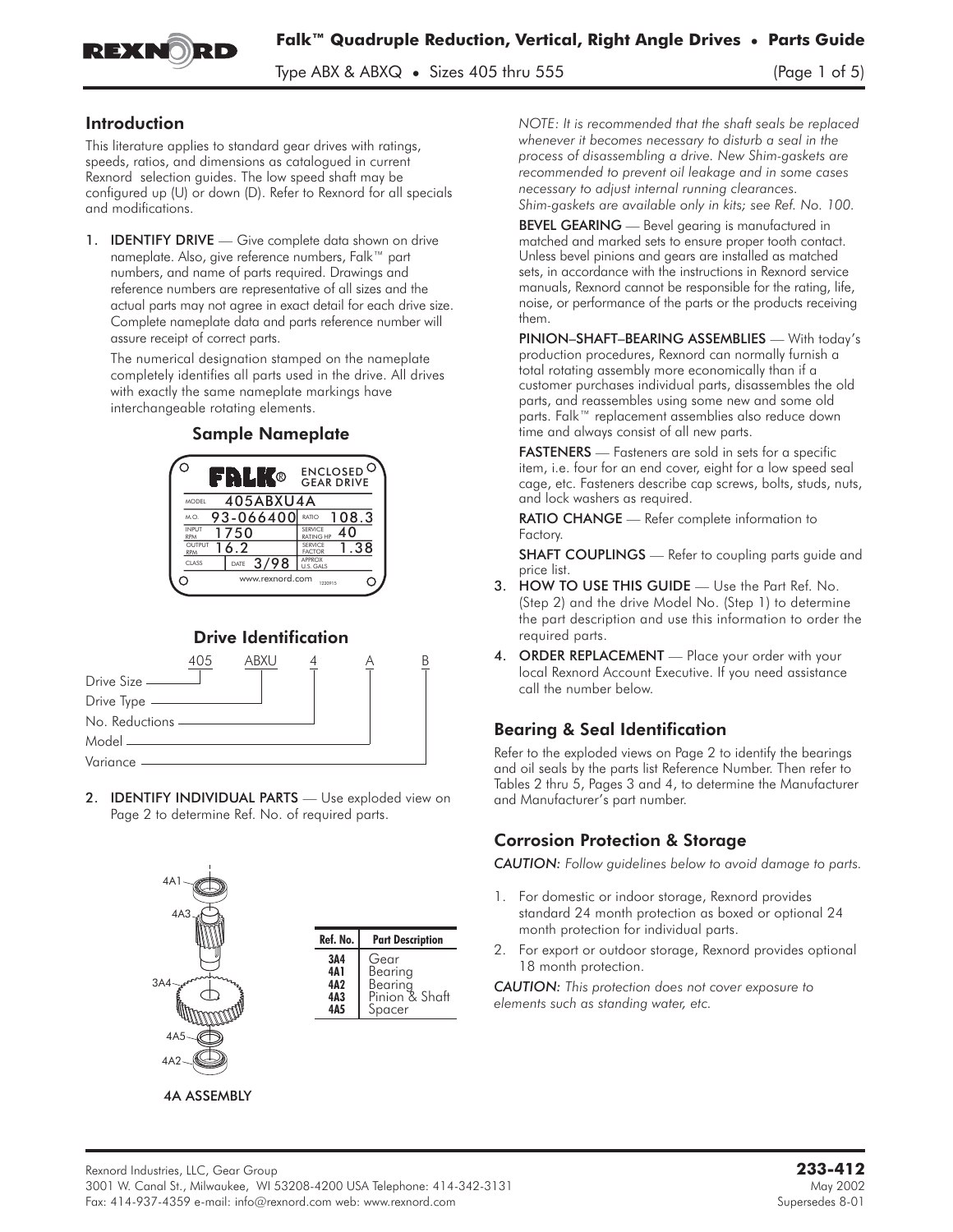## Introduction

This literature applies to standard gear drives with ratings, speeds, ratios, and dimensions as catalogued in current Rexnord selection guides. The low speed shaft may be configured up (U) or down (D). Refer to Rexnord for all specials and modifications.

1. **IDENTIFY DRIVE** — Give complete data shown on drive nameplate. Also, give reference numbers, Falk™ part numbers, and name of parts required. Drawings and reference numbers are representative of all sizes and the actual parts may not agree in exact detail for each drive size. Complete nameplate data and parts reference number will assure receipt of correct parts.

   The numerical designation stamped on the nameplate completely identifies all parts used in the drive. All drives with exactly the same nameplate markings have interchangeable rotating elements.

### Sample Nameplate

| FALK® | ENCLOSED GEAR DRIVE |
|---|---|
| MODEL 405ABXU4A | |
| M.O. 93-066400 | RATIO 108.3 |
| INPUT RPM 1750 | SERVICE RATING HP 40 |
| OUTPUT RPM 16.2 | SERVICE FACTOR 1.38 |
| CLASS DATE 3/98 | APPROX U.S. GALS |
| www.rexnord.com | |

### Drive Identification

405 ABXU 4 A B

- Drive Size — 405
- Drive Type — ABXU
- No. Reductions — 4
- Model — A
- Variance — B

2. **IDENTIFY INDIVIDUAL PARTS** — Use exploded view on Page 2 to determine Ref. No. of required parts.

4A ASSEMBLY

| Ref. No. | Part Description |
|---|---|
| 3A4 | Gear |
| 4A1 | Bearing |
| 4A2 | Bearing |
| 4A3 | Pinion & Shaft |
| 4A5 | Spacer |

*NOTE: It is recommended that the shaft seals be replaced whenever it becomes necessary to disturb a seal in the process of disassembling a drive. New Shim-gaskets are recommended to prevent oil leakage and in some cases necessary to adjust internal running clearances. Shim-gaskets are available only in kits; see Ref. No. 100.*

**BEVEL GEARING** — Bevel gearing is manufactured in matched and marked sets to ensure proper tooth contact. Unless bevel pinions and gears are installed as matched sets, in accordance with the instructions in Rexnord service manuals, Rexnord cannot be responsible for the rating, life, noise, or performance of the parts or the products receiving them.

**PINION–SHAFT–BEARING ASSEMBLIES** — With today's production procedures, Rexnord can normally furnish a total rotating assembly more economically than if a customer purchases individual parts, disassembles the old parts, and reassembles using some new and some old parts. Falk™ replacement assemblies also reduce down time and always consist of all new parts.

**FASTENERS** — Fasteners are sold in sets for a specific item, i.e. four for an end cover, eight for a low speed seal cage, etc. Fasteners describe cap screws, bolts, studs, nuts, and lock washers as required.

**RATIO CHANGE** — Refer complete information to Factory.

**SHAFT COUPLINGS** — Refer to coupling parts guide and price list.

3. **HOW TO USE THIS GUIDE** — Use the Part Ref. No. (Step 2) and the drive Model No. (Step 1) to determine the part description and use this information to order the required parts.
4. **ORDER REPLACEMENT** — Place your order with your local Rexnord Account Executive. If you need assistance call the number below.

## Bearing & Seal Identification

Refer to the exploded views on Page 2 to identify the bearings and oil seals by the parts list Reference Number. Then refer to Tables 2 thru 5, Pages 3 and 4, to determine the Manufacturer and Manufacturer's part number.

## Corrosion Protection & Storage

*CAUTION: Follow guidelines below to avoid damage to parts.*

1. For domestic or indoor storage, Rexnord provides standard 24 month protection as boxed or optional 24 month protection for individual parts.
2. For export or outdoor storage, Rexnord provides optional 18 month protection.

*CAUTION: This protection does not cover exposure to elements such as standing water, etc.*

Rexnord Industries, LLC, Gear Group
3001 W. Canal St., Milwaukee, WI 53208-4200 USA Telephone: 414-342-3131
Fax: 414-937-4359 e-mail: info@rexnord.com web: www.rexnord.com

**233-412**
May 2002
Supersedes 8-01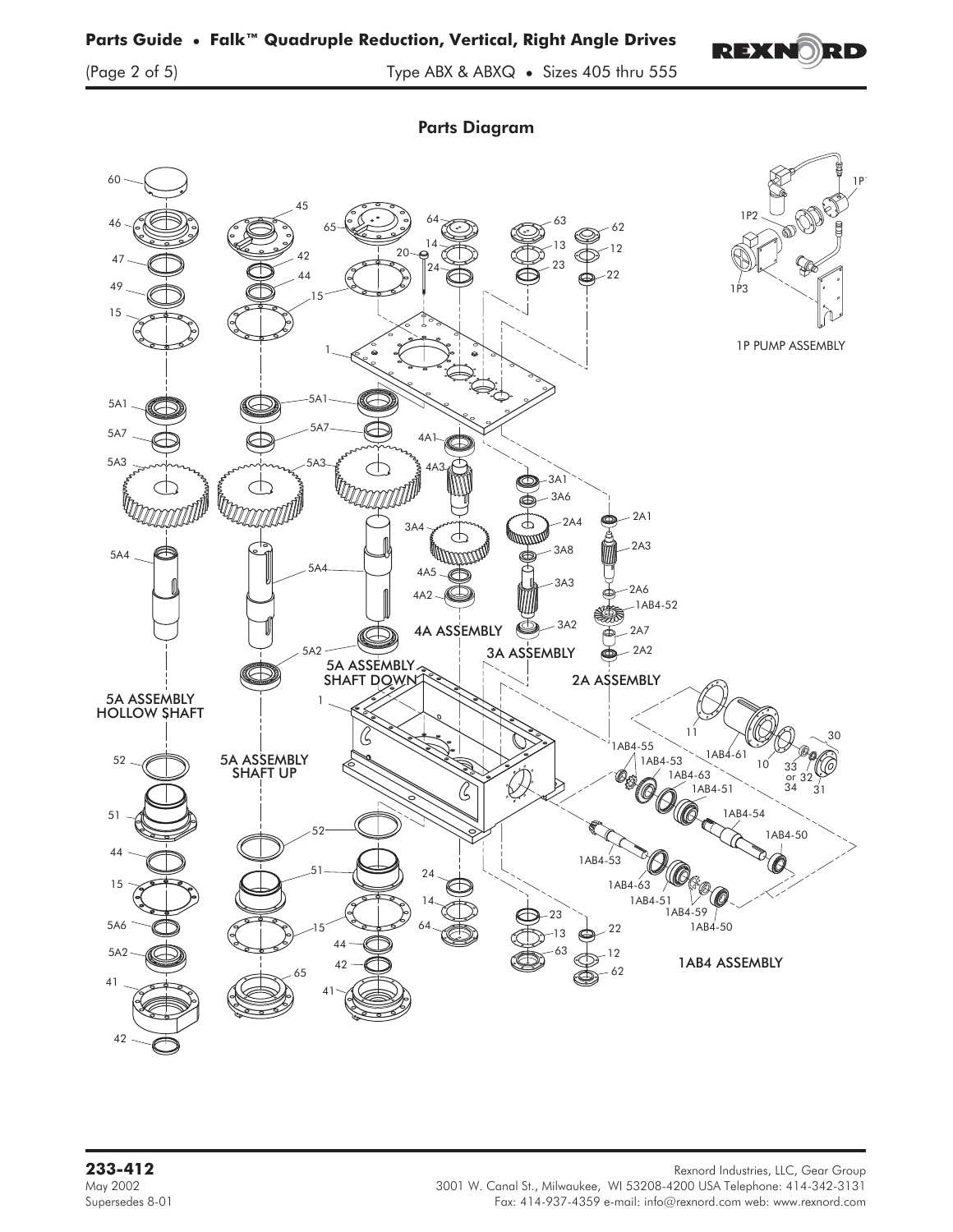## Parts Diagram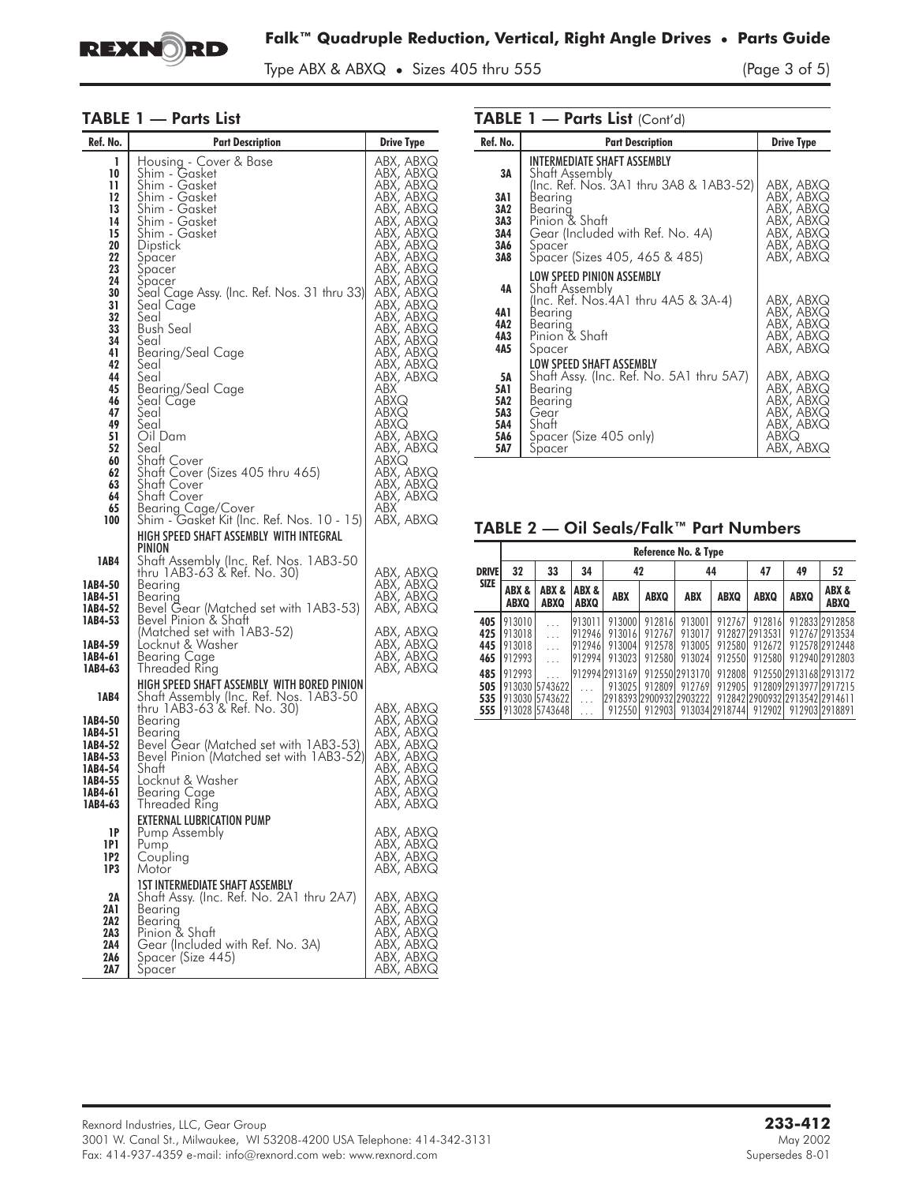## TABLE 1 — Parts List

| Ref. No. | Part Description | Drive Type |
|---|---|---|
| 1 | Housing - Cover & Base | ABX, ABXQ |
| 10 | Shim - Gasket | ABX, ABXQ |
| 11 | Shim - Gasket | ABX, ABXQ |
| 12 | Shim - Gasket | ABX, ABXQ |
| 13 | Shim - Gasket | ABX, ABXQ |
| 14 | Shim - Gasket | ABX, ABXQ |
| 15 | Shim - Gasket | ABX, ABXQ |
| 20 | Dipstick | ABX, ABXQ |
| 22 | Spacer | ABX, ABXQ |
| 23 | Spacer | ABX, ABXQ |
| 24 | Spacer | ABX, ABXQ |
| 30 | Seal Cage Assy. (Inc. Ref. Nos. 31 thru 33) | ABX, ABXQ |
| 31 | Seal Cage | ABX, ABXQ |
| 32 | Seal | ABX, ABXQ |
| 33 | Bush Seal | ABX, ABXQ |
| 34 | Seal | ABX, ABXQ |
| 41 | Bearing/Seal Cage | ABX, ABXQ |
| 42 | Seal | ABX, ABXQ |
| 44 | Seal | ABX, ABXQ |
| 45 | Bearing/Seal Cage | ABX |
| 46 | Seal Cage | ABXQ |
| 47 | Seal | ABXQ |
| 49 | Seal | ABXQ |
| 51 | Oil Dam | ABX, ABXQ |
| 52 | Seal | ABX, ABXQ |
| 60 | Shaft Cover | ABXQ |
| 62 | Shaft Cover (Sizes 405 thru 465) | ABX, ABXQ |
| 63 | Shaft Cover | ABX, ABXQ |
| 64 | Shaft Cover | ABX, ABXQ |
| 65 | Bearing Cage/Cover | ABX |
| 100 | Shim - Gasket Kit (Inc. Ref. Nos. 10 - 15) | ABX, ABXQ |
| | **HIGH SPEED SHAFT ASSEMBLY WITH INTEGRAL PINION** | |
| 1AB4 | Shaft Assembly (Inc. Ref. Nos. 1AB3-50 thru 1AB3-63 & Ref. No. 30) | ABX, ABXQ |
| 1AB4-50 | Bearing | ABX, ABXQ |
| 1AB4-51 | Bearing | ABX, ABXQ |
| 1AB4-52 | Bevel Gear (Matched set with 1AB3-53) | ABX, ABXQ |
| 1AB4-53 | Bevel Pinion & Shaft (Matched set with 1AB3-52) | ABX, ABXQ |
| 1AB4-59 | Locknut & Washer | ABX, ABXQ |
| 1AB4-61 | Bearing Cage | ABX, ABXQ |
| 1AB4-63 | Threaded Ring | ABX, ABXQ |
| | **HIGH SPEED SHAFT ASSEMBLY WITH BORED PINION** | |
| 1AB4 | Shaft Assembly (Inc. Ref. Nos. 1AB3-50 thru 1AB3-63 & Ref. No. 30) | ABX, ABXQ |
| 1AB4-50 | Bearing | ABX, ABXQ |
| 1AB4-51 | Bearing | ABX, ABXQ |
| 1AB4-52 | Bevel Gear (Matched set with 1AB3-53) | ABX, ABXQ |
| 1AB4-53 | Bevel Pinion (Matched set with 1AB3-52) | ABX, ABXQ |
| 1AB4-54 | Shaft | ABX, ABXQ |
| 1AB4-55 | Locknut & Washer | ABX, ABXQ |
| 1AB4-61 | Bearing Cage | ABX, ABXQ |
| 1AB4-63 | Threaded Ring | ABX, ABXQ |
| | **EXTERNAL LUBRICATION PUMP** | |
| 1P | Pump Assembly | ABX, ABXQ |
| 1P1 | Pump | ABX, ABXQ |
| 1P2 | Coupling | ABX, ABXQ |
| 1P3 | Motor | ABX, ABXQ |
| | **1ST INTERMEDIATE SHAFT ASSEMBLY** | |
| 2A | Shaft Assy. (Inc. Ref. No. 2A1 thru 2A7) | ABX, ABXQ |
| 2A1 | Bearing | ABX, ABXQ |
| 2A2 | Bearing | ABX, ABXQ |
| 2A3 | Pinion & Shaft | ABX, ABXQ |
| 2A4 | Gear (Included with Ref. No. 3A) | ABX, ABXQ |
| 2A6 | Spacer (Size 445) | ABX, ABXQ |
| 2A7 | Spacer | ABX, ABXQ |
| | **INTERMEDIATE SHAFT ASSEMBLY** | |
| 3A | Shaft Assembly (Inc. Ref. Nos. 3A1 thru 3A8 & 1AB3-52) | ABX, ABXQ |
| 3A1 | Bearing | ABX, ABXQ |
| 3A2 | Bearing | ABX, ABXQ |
| 3A3 | Pinion & Shaft | ABX, ABXQ |
| 3A4 | Gear (Included with Ref. No. 4A) | ABX, ABXQ |
| 3A6 | Spacer | ABX, ABXQ |
| 3A8 | Spacer (Sizes 405, 465 & 485) | ABX, ABXQ |
| | **LOW SPEED PINION ASSEMBLY** | |
| 4A | Shaft Assembly (Inc. Ref. Nos.4A1 thru 4A5 & 3A-4) | ABX, ABXQ |
| 4A1 | Bearing | ABX, ABXQ |
| 4A2 | Bearing | ABX, ABXQ |
| 4A3 | Pinion & Shaft | ABX, ABXQ |
| 4A5 | Spacer | ABX, ABXQ |
| | **LOW SPEED SHAFT ASSEMBLY** | |
| 5A | Shaft Assy. (Inc. Ref. No. 5A1 thru 5A7) | ABX, ABXQ |
| 5A1 | Bearing | ABX, ABXQ |
| 5A2 | Bearing | ABX, ABXQ |
| 5A3 | Gear | ABX, ABXQ |
| 5A4 | Shaft | ABX, ABXQ |
| 5A6 | Spacer (Size 405 only) | ABXQ |
| 5A7 | Spacer | ABX, ABXQ |

## TABLE 2 — Oil Seals/Falk™ Part Numbers

| DRIVE SIZE | Reference No. & Type | | | | | | | | | |
|---|---|---|---|---|---|---|---|---|---|---|
| | 32 | 33 | 34 | 42 | | 44 | | 47 | 49 | 52 |
| | ABX & ABXQ | ABX & ABXQ | ABX & ABXQ | ABX | ABXQ | ABX | ABXQ | ABXQ | ABXQ | ABX & ABXQ |
| 405 | 913010 | . . . | 913011 | 913000 | 912816 | 913001 | 912767 | 912816 | 912833 | 2912858 |
| 425 | 913018 | . . . | 912946 | 913016 | 912767 | 913017 | 912827 | 2913531 | 912767 | 2913534 |
| 445 | 913018 | . . . | 912946 | 913004 | 912578 | 913005 | 912580 | 912672 | 912578 | 2912448 |
| 465 | 912993 | . . . | 912994 | 913023 | 912580 | 913024 | 912550 | 912580 | 912940 | 2912803 |
| 485 | 912993 | . . . | 912994 | 2913169 | 912550 | 2913170 | 912808 | 912550 | 2913168 | 2913172 |
| 505 | 913030 | 5743622 | . . . | 913025 | 912809 | 912769 | 912905 | 912809 | 2913977 | 2917215 |
| 535 | 913030 | 5743622 | . . . | 2918393 | 2900932 | 2903222 | 912842 | 2900932 | 2913542 | 2914611 |
| 555 | 913028 | 5743648 | . . . | 912550 | 912903 | 913034 | 2918744 | 912902 | 912903 | 2918891 |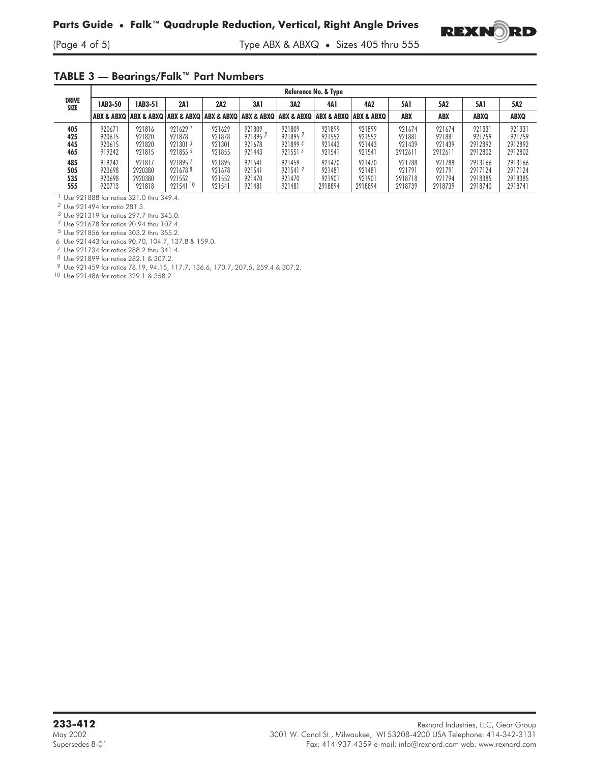## TABLE 3 — Bearings/Falk™ Part Numbers

| DRIVE SIZE | Reference No. & Type | | | | | | | | | | | |
|---|---|---|---|---|---|---|---|---|---|---|---|---|
| | 1AB3-50 | 1AB3-51 | 2A1 | 2A2 | 3A1 | 3A2 | 4A1 | 4A2 | 5A1 | 5A2 | 5A1 | 5A2 |
| | ABX & ABXQ | ABX & ABXQ | ABX & ABXQ | ABX & ABXQ | ABX & ABXQ | ABX & ABXQ | ABX & ABXQ | ABX & ABXQ | ABX | ABX | ABXQ | ABXQ |
| 405 | 920671 | 921816 | 921629 [1] | 921629 | 921809 | 921809 | 921899 | 921899 | 921674 | 921674 | 921331 | 921331 |
| 425 | 920615 | 921820 | 921878 | 921878 | 921895 [2] | 921895 [2] | 921552 | 921552 | 921881 | 921881 | 921759 | 921759 |
| 445 | 920615 | 921820 | 921301 [3] | 921301 | 921678 | 921899 [4] | 921443 | 921443 | 921439 | 921439 | 2912892 | 2912892 |
| 465 | 919242 | 921815 | 921855 [5] | 921855 | 921443 | 921551 [6] | 921541 | 921541 | 2912611 | 2912611 | 2912802 | 2912802 |
| 485 | 919242 | 921817 | 921895 [7] | 921895 | 921541 | 921459 | 921470 | 921470 | 921788 | 921788 | 2913166 | 2913166 |
| 505 | 920698 | 2920380 | 921678 [8] | 921678 | 921541 | 921541 [9] | 921481 | 921481 | 921791 | 921791 | 2917124 | 2917124 |
| 535 | 920698 | 2920380 | 921552 | 921552 | 921470 | 921470 | 921901 | 921901 | 2918718 | 921794 | 2918385 | 2918385 |
| 555 | 920713 | 921818 | 921541 [10] | 921541 | 921481 | 921481 | 2918894 | 2918894 | 2918739 | 2918739 | 2918740 | 2918741 |

[1] Use 921888 for ratios 321.0 thru 349.4.
[2] Use 921494 for ratio 281.3.
[3] Use 921319 for ratios 297.7 thru 345.0.
[4] Use 921678 for ratios 90.94 thru 107.4.
[5] Use 921856 for ratios 303.2 thru 355.2.
[6] Use 921443 for ratios 90.70, 104.7, 137.8 & 159.0.
[7] Use 921734 for ratios 288.2 thru 341.4.
[8] Use 921899 for ratios 282.1 & 307.2.
[9] Use 921459 for ratios 78.19, 94.15, 117.7, 136.6, 170.7, 207.5, 259.4 & 307.2.
[10] Use 921486 for ratios 329.1 & 358.2

**233-412**
May 2002
Supersedes 8-01

Rexnord Industries, LLC, Gear Group
3001 W. Canal St., Milwaukee, WI 53208-4200 USA Telephone: 414-342-3131
Fax: 414-937-4359 e-mail: info@rexnord.com web: www.rexnord.com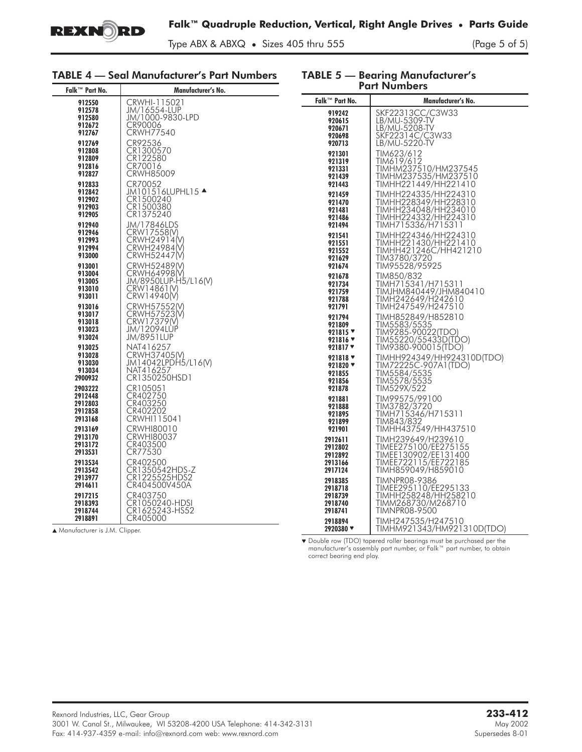## TABLE 4 — Seal Manufacturer's Part Numbers

| Falk™ Part No. | Manufacturer's No. |
|---|---|
| 912550 | CRWHI-115021 |
| 912578 | JM/16554-LUP |
| 912580 | JM/1000-9830-LPD |
| 912672 | CR90006 |
| 912767 | CRWH77540 |
| 912769 | CR92536 |
| 912808 | CR1300570 |
| 912809 | CR122580 |
| 912816 | CR70016 |
| 912827 | CRWH85009 |
| 912833 | CR70052 |
| 912842 | JM101516LUPHL15 ▲ |
| 912902 | CR1500240 |
| 912903 | CR1500380 |
| 912905 | CR1375240 |
| 912940 | JM/17846LDS |
| 912946 | CRW17558(V) |
| 912993 | CRWH24914(V) |
| 912994 | CRWH24984(V) |
| 913000 | CRWH52447(V) |
| 913001 | CRWH52489(V) |
| 913004 | CRWH64998(V) |
| 913005 | JM/8950LUP-H5/L16(V) |
| 913010 | CRW14861(V) |
| 913011 | CRW14940(V) |
| 913016 | CRWH57552(V) |
| 913017 | CRWH57523(V) |
| 913018 | CRW17379(V) |
| 913023 | JM/12094LUP |
| 913024 | JM/8951LUP |
| 913025 | NAT416257 |
| 913028 | CRWH37405(V) |
| 913030 | JM14042LPDH5/L16(V) |
| 913034 | NAT416257 |
| 2900932 | CR1350250HSD1 |
| 2903222 | CR105051 |
| 2912448 | CR402750 |
| 2912803 | CR403250 |
| 2912858 | CR402202 |
| 2913168 | CRWHI115041 |
| 2913169 | CRWHI80010 |
| 2913170 | CRWHI80037 |
| 2913172 | CR403500 |
| 2913531 | CR77530 |
| 2913534 | CR402500 |
| 2913542 | CR1350542HDS-Z |
| 2913977 | CR1225525HDS2 |
| 2914611 | CR404500V450A |
| 2917215 | CR403750 |
| 2918393 | CR1050240-HDSI |
| 2918744 | CR1625243-HS52 |
| 2918891 | CR405000 |

▲ Manufacturer is J.M. Clipper.

## TABLE 5 — Bearing Manufacturer's Part Numbers

| Falk™ Part No. | Manufacturer's No. |
|---|---|
| 919242 | SKF22313CC/C3W33 |
| 920615 | LB/MU-5309-TV |
| 920671 | LB/MU-5208-TV |
| 920698 | SKF22314C/C3W33 |
| 920713 | LB/MU-5220-TV |
| 921301 | TIM623/612 |
| 921319 | TIM619/612 |
| 921331 | TIMHM237510/HM237545 |
| 921439 | TIMHM237535/HM237510 |
| 921443 | TIMHH221449/HH221410 |
| 921459 | TIMHH224335/HH224310 |
| 921470 | TIMHH228349/HH228310 |
| 921481 | TIMHH234048/HH234010 |
| 921486 | TIMHH224332/HH224310 |
| 921494 | TIMH715336/H715311 |
| 921541 | TIMHH224346/HH224310 |
| 921551 | TIMHH221430/HH221410 |
| 921552 | TIMHH421246C/HH421210 |
| 921629 | TIM3780/3720 |
| 921674 | TIM95528/95925 |
| 921678 | TIM850/832 |
| 921734 | TIMH715341/H715311 |
| 921759 | TIMJHM840449/JHM840410 |
| 921788 | TIMH242649/H242610 |
| 921791 | TIMH247549/H247510 |
| 921794 | TIMH852849/H852810 |
| 921809 | TIM5583/5535 |
| 921815 ♥ | TIM9285-90022(TDO) |
| 921816 ♥ | TIM55220/55433D(TDO) |
| 921817 ♥ | TIM9380-900015(TDO) |
| 921818 ♥ | TIMHH924349/HH924310D(TDO) |
| 921820 ♥ | TIM72225C-907A1(TDO) |
| 921855 | TIM5584/5535 |
| 921856 | TIM5578/5535 |
| 921878 | TIM529X/522 |
| 921881 | TIM99575/99100 |
| 921888 | TIM3782/3720 |
| 921895 | TIMH715346/H715311 |
| 921899 | TIM843/832 |
| 921901 | TIMHH437549/HH437510 |
| 2912611 | TIMH239649/H239610 |
| 2912802 | TIMEE275100/EE275155 |
| 2912892 | TIMEE130902/EE131400 |
| 2913166 | TIMEE722115/EE722185 |
| 2917124 | TIMH859049/H859010 |
| 2918385 | TIMNPR08-9386 |
| 2918718 | TIMEE295110/EE295133 |
| 2918739 | TIMHH258248/HH258210 |
| 2918740 | TIMM268730/M268710 |
| 2918741 | TIMNPR08-9500 |
| 2918894 | TIMH247535/H247510 |
| 2920380 ♥ | TIMHM921343/HM921310D(TDO) |

♥ Double row (TDO) tapered roller bearings must be purchased per the manufacturer's assembly part number, or Falk™ part number, to obtain correct bearing end play.